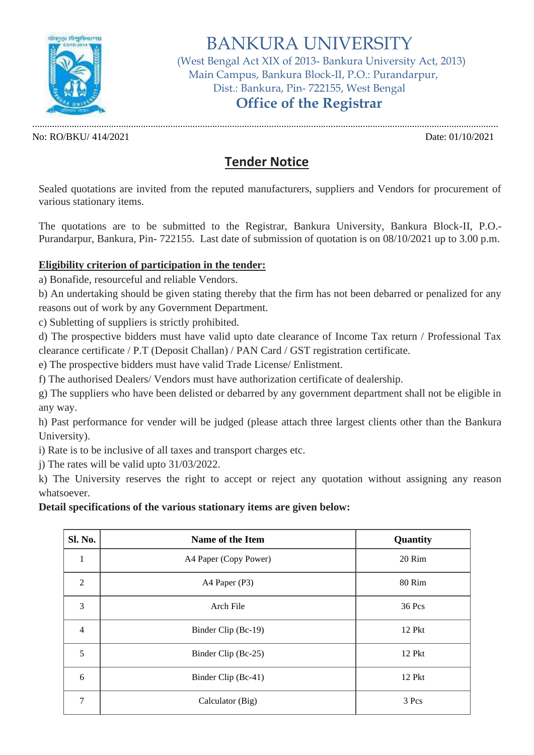# BANKURA UNIVERSITY

(West Bengal Act XIX of 2013- Bankura University Act, 2013)
Main Campus, Bankura Block-II, P.O.: Purandarpur,
Dist.: Bankura, Pin- 722155, West Bengal

## Office of the Registrar

No: RO/BKU/ 414/2021 Date: 01/10/2021

## Tender Notice

Sealed quotations are invited from the reputed manufacturers, suppliers and Vendors for procurement of various stationary items.

The quotations are to be submitted to the Registrar, Bankura University, Bankura Block-II, P.O.-Purandarpur, Bankura, Pin- 722155. Last date of submission of quotation is on 08/10/2021 up to 3.00 p.m.

**Eligibility criterion of participation in the tender:**

a) Bonafide, resourceful and reliable Vendors.

b) An undertaking should be given stating thereby that the firm has not been debarred or penalized for any reasons out of work by any Government Department.

c) Subletting of suppliers is strictly prohibited.

d) The prospective bidders must have valid upto date clearance of Income Tax return / Professional Tax clearance certificate / P.T (Deposit Challan) / PAN Card / GST registration certificate.

e) The prospective bidders must have valid Trade License/ Enlistment.

f) The authorised Dealers/ Vendors must have authorization certificate of dealership.

g) The suppliers who have been delisted or debarred by any government department shall not be eligible in any way.

h) Past performance for vender will be judged (please attach three largest clients other than the Bankura University).

i) Rate is to be inclusive of all taxes and transport charges etc.

j) The rates will be valid upto 31/03/2022.

k) The University reserves the right to accept or reject any quotation without assigning any reason whatsoever.

**Detail specifications of the various stationary items are given below:**

| Sl. No. | Name of the Item | Quantity |
|---|---|---|
| 1 | A4 Paper (Copy Power) | 20 Rim |
| 2 | A4 Paper (P3) | 80 Rim |
| 3 | Arch File | 36 Pcs |
| 4 | Binder Clip (Bc-19) | 12 Pkt |
| 5 | Binder Clip (Bc-25) | 12 Pkt |
| 6 | Binder Clip (Bc-41) | 12 Pkt |
| 7 | Calculator (Big) | 3 Pcs |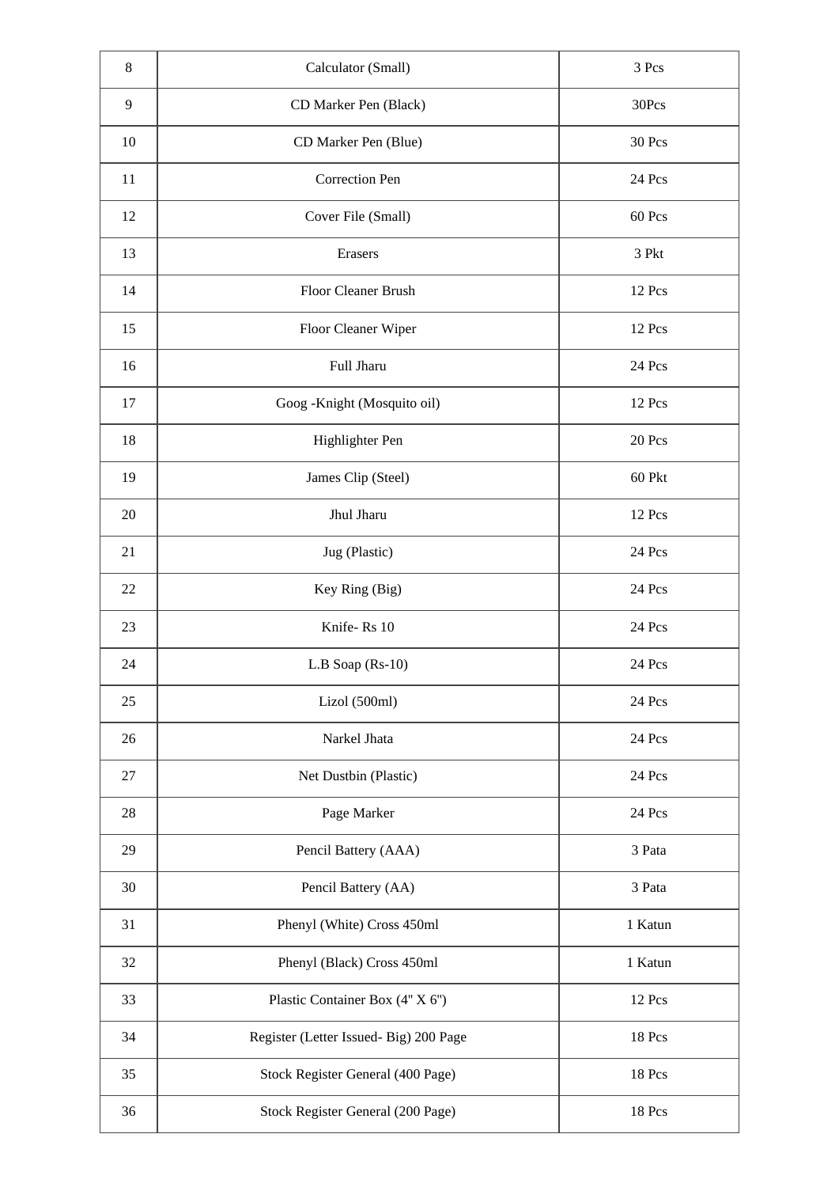| | | |
|---|---|---|
| 8 | Calculator (Small) | 3 Pcs |
| 9 | CD Marker Pen (Black) | 30Pcs |
| 10 | CD Marker Pen (Blue) | 30 Pcs |
| 11 | Correction Pen | 24 Pcs |
| 12 | Cover File (Small) | 60 Pcs |
| 13 | Erasers | 3 Pkt |
| 14 | Floor Cleaner Brush | 12 Pcs |
| 15 | Floor Cleaner Wiper | 12 Pcs |
| 16 | Full Jharu | 24 Pcs |
| 17 | Goog -Knight (Mosquito oil) | 12 Pcs |
| 18 | Highlighter Pen | 20 Pcs |
| 19 | James Clip (Steel) | 60 Pkt |
| 20 | Jhul Jharu | 12 Pcs |
| 21 | Jug (Plastic) | 24 Pcs |
| 22 | Key Ring (Big) | 24 Pcs |
| 23 | Knife- Rs 10 | 24 Pcs |
| 24 | L.B Soap (Rs-10) | 24 Pcs |
| 25 | Lizol (500ml) | 24 Pcs |
| 26 | Narkel Jhata | 24 Pcs |
| 27 | Net Dustbin (Plastic) | 24 Pcs |
| 28 | Page Marker | 24 Pcs |
| 29 | Pencil Battery (AAA) | 3 Pata |
| 30 | Pencil Battery (AA) | 3 Pata |
| 31 | Phenyl (White) Cross 450ml | 1 Katun |
| 32 | Phenyl (Black) Cross 450ml | 1 Katun |
| 33 | Plastic Container Box (4" X 6") | 12 Pcs |
| 34 | Register (Letter Issued- Big) 200 Page | 18 Pcs |
| 35 | Stock Register General (400 Page) | 18 Pcs |
| 36 | Stock Register General (200 Page) | 18 Pcs |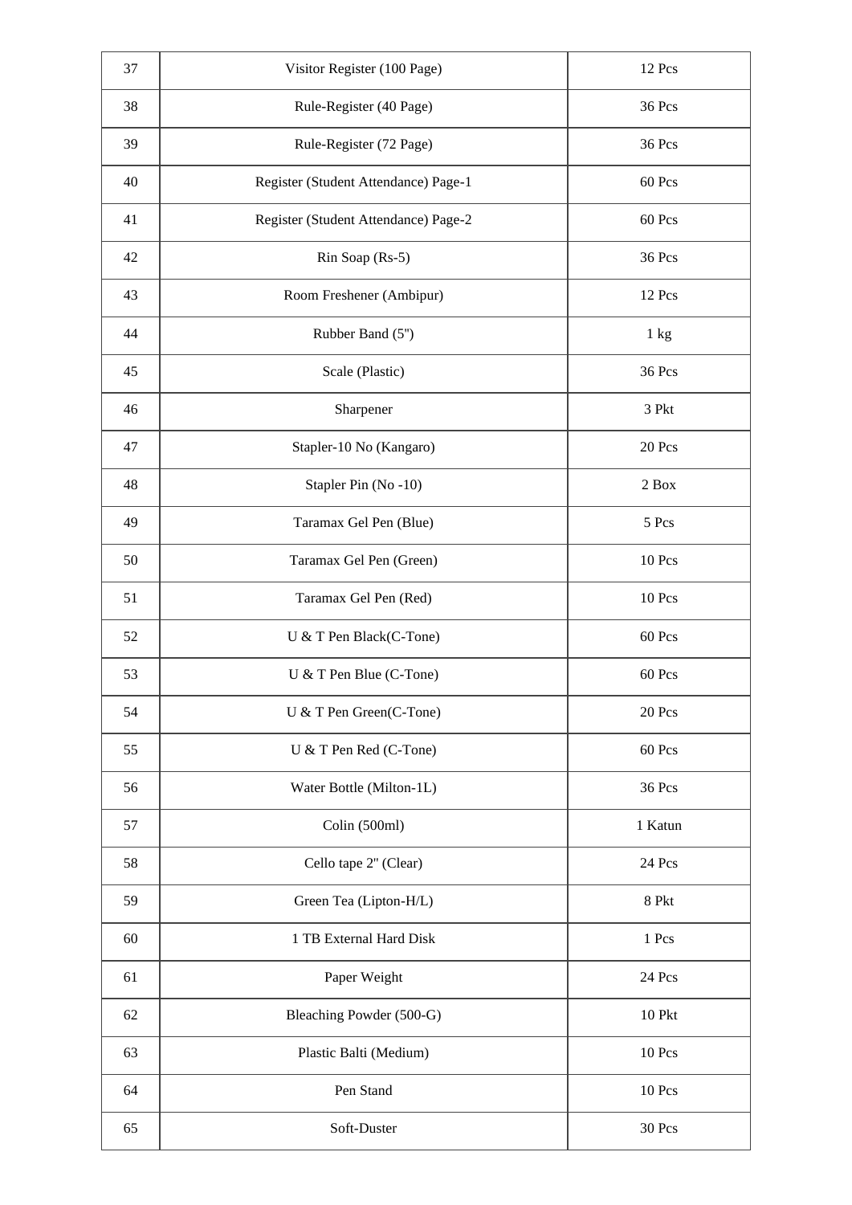| | | |
|---|---|---|
| 37 | Visitor Register (100 Page) | 12 Pcs |
| 38 | Rule-Register (40 Page) | 36 Pcs |
| 39 | Rule-Register (72 Page) | 36 Pcs |
| 40 | Register (Student Attendance) Page-1 | 60 Pcs |
| 41 | Register (Student Attendance) Page-2 | 60 Pcs |
| 42 | Rin Soap (Rs-5) | 36 Pcs |
| 43 | Room Freshener (Ambipur) | 12 Pcs |
| 44 | Rubber Band (5") | 1 kg |
| 45 | Scale (Plastic) | 36 Pcs |
| 46 | Sharpener | 3 Pkt |
| 47 | Stapler-10 No (Kangaro) | 20 Pcs |
| 48 | Stapler Pin (No -10) | 2 Box |
| 49 | Taramax Gel Pen (Blue) | 5 Pcs |
| 50 | Taramax Gel Pen (Green) | 10 Pcs |
| 51 | Taramax Gel Pen (Red) | 10 Pcs |
| 52 | U & T Pen Black(C-Tone) | 60 Pcs |
| 53 | U & T Pen Blue (C-Tone) | 60 Pcs |
| 54 | U & T Pen Green(C-Tone) | 20 Pcs |
| 55 | U & T Pen Red (C-Tone) | 60 Pcs |
| 56 | Water Bottle (Milton-1L) | 36 Pcs |
| 57 | Colin (500ml) | 1 Katun |
| 58 | Cello tape 2" (Clear) | 24 Pcs |
| 59 | Green Tea (Lipton-H/L) | 8 Pkt |
| 60 | 1 TB External Hard Disk | 1 Pcs |
| 61 | Paper Weight | 24 Pcs |
| 62 | Bleaching Powder (500-G) | 10 Pkt |
| 63 | Plastic Balti (Medium) | 10 Pcs |
| 64 | Pen Stand | 10 Pcs |
| 65 | Soft-Duster | 30 Pcs |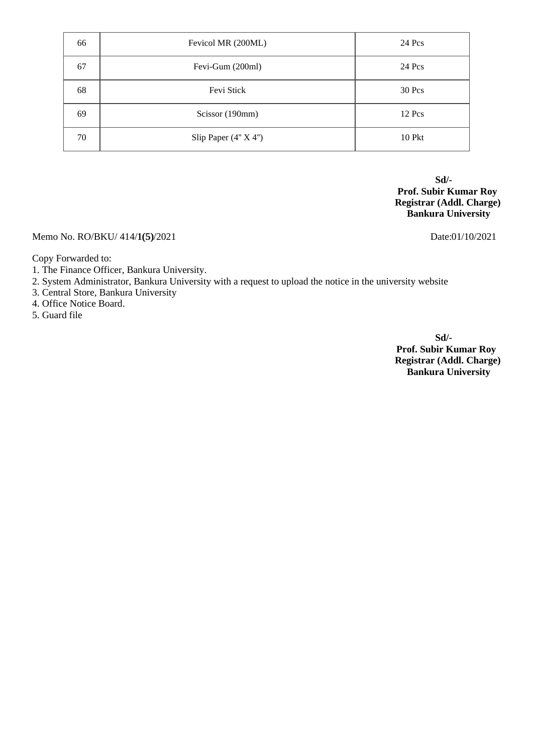| | | |
|---|---|---|
| 66 | Fevicol MR (200ML) | 24 Pcs |
| 67 | Fevi-Gum (200ml) | 24 Pcs |
| 68 | Fevi Stick | 30 Pcs |
| 69 | Scissor (190mm) | 12 Pcs |
| 70 | Slip Paper (4" X 4") | 10 Pkt |

**Sd/-**
**Prof. Subir Kumar Roy**
**Registrar (Addl. Charge)**
**Bankura University**

Memo No. RO/BKU/ 414/**1(5)**/2021 Date:01/10/2021

Copy Forwarded to:

1. The Finance Officer, Bankura University.
2. System Administrator, Bankura University with a request to upload the notice in the university website
3. Central Store, Bankura University
4. Office Notice Board.
5. Guard file

**Sd/-**
**Prof. Subir Kumar Roy**
**Registrar (Addl. Charge)**
**Bankura University**